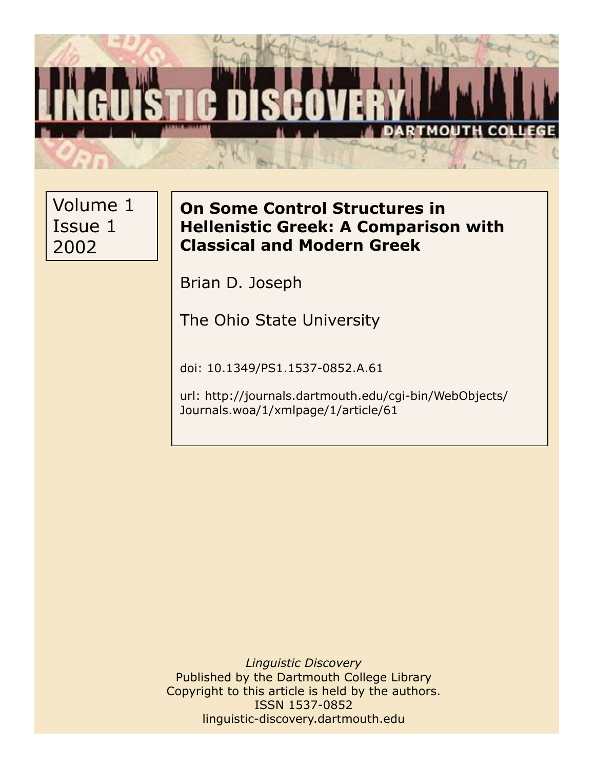# On Some Control Structures in Hellenistic Greek: A Comparison with Classical and Modern Greek

Volume 1
Issue 1
2002

Brian D. Joseph

The Ohio State University

doi: 10.1349/PS1.1537-0852.A.61

url: http://journals.dartmouth.edu/cgi-bin/WebObjects/Journals.woa/1/xmlpage/1/article/61

*Linguistic Discovery*
Published by the Dartmouth College Library
Copyright to this article is held by the authors.
ISSN 1537-0852
linguistic-discovery.dartmouth.edu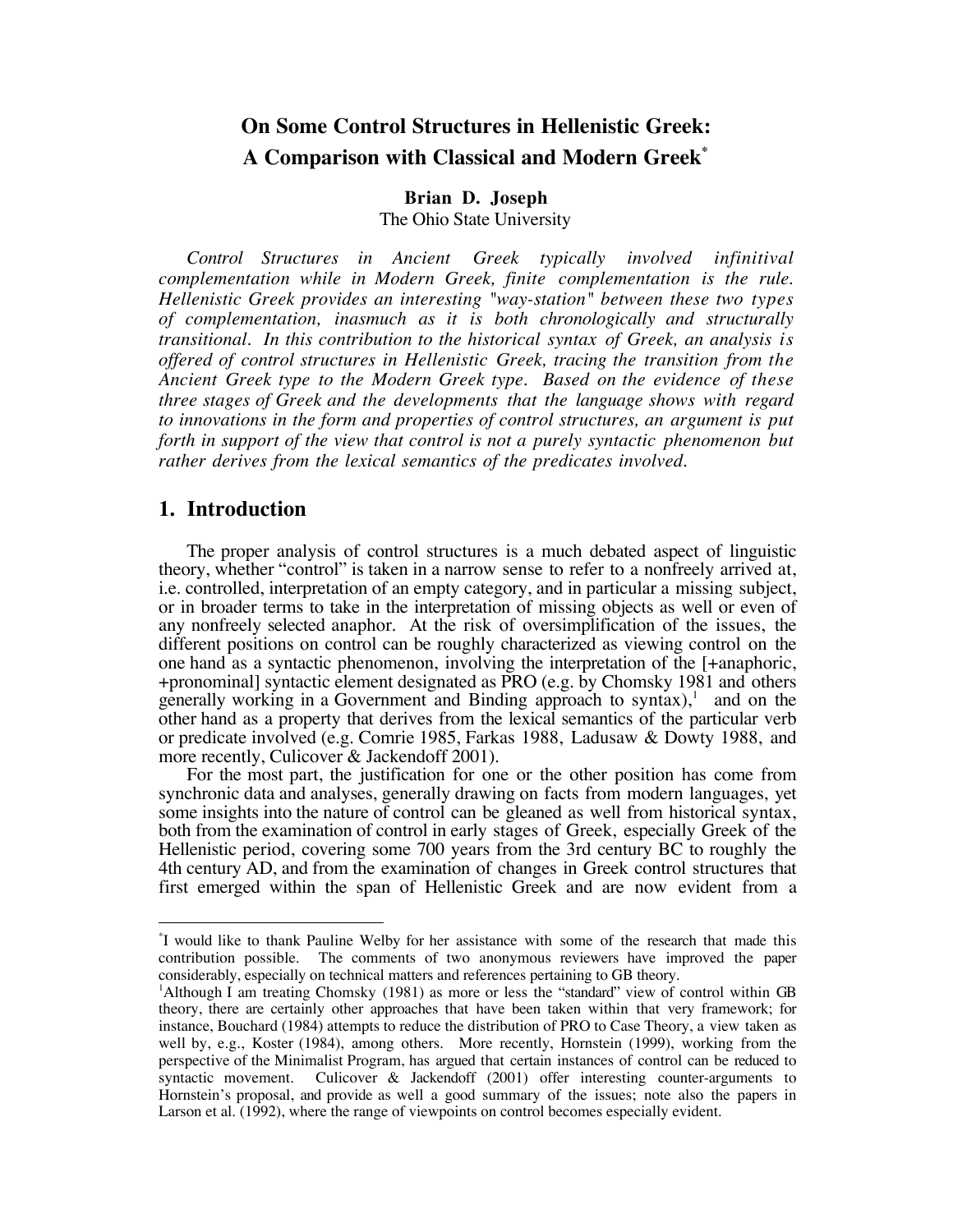# On Some Control Structures in Hellenistic Greek: A Comparison with Classical and Modern Greek[*]

**Brian D. Joseph**
The Ohio State University

*Control Structures in Ancient Greek typically involved infinitival complementation while in Modern Greek, finite complementation is the rule. Hellenistic Greek provides an interesting "way-station" between these two types of complementation, inasmuch as it is both chronologically and structurally transitional. In this contribution to the historical syntax of Greek, an analysis is offered of control structures in Hellenistic Greek, tracing the transition from the Ancient Greek type to the Modern Greek type. Based on the evidence of these three stages of Greek and the developments that the language shows with regard to innovations in the form and properties of control structures, an argument is put forth in support of the view that control is not a purely syntactic phenomenon but rather derives from the lexical semantics of the predicates involved.*

## 1. Introduction

The proper analysis of control structures is a much debated aspect of linguistic theory, whether "control" is taken in a narrow sense to refer to a nonfreely arrived at, i.e. controlled, interpretation of an empty category, and in particular a missing subject, or in broader terms to take in the interpretation of missing objects as well or even of any nonfreely selected anaphor. At the risk of oversimplification of the issues, the different positions on control can be roughly characterized as viewing control on the one hand as a syntactic phenomenon, involving the interpretation of the [+anaphoric, +pronominal] syntactic element designated as PRO (e.g. by Chomsky 1981 and others generally working in a Government and Binding approach to syntax),[1] and on the other hand as a property that derives from the lexical semantics of the particular verb or predicate involved (e.g. Comrie 1985, Farkas 1988, Ladusaw & Dowty 1988, and more recently, Culicover & Jackendoff 2001).

For the most part, the justification for one or the other position has come from synchronic data and analyses, generally drawing on facts from modern languages, yet some insights into the nature of control can be gleaned as well from historical syntax, both from the examination of control in early stages of Greek, especially Greek of the Hellenistic period, covering some 700 years from the 3rd century BC to roughly the 4th century AD, and from the examination of changes in Greek control structures that first emerged within the span of Hellenistic Greek and are now evident from a

---

[*] I would like to thank Pauline Welby for her assistance with some of the research that made this contribution possible. The comments of two anonymous reviewers have improved the paper considerably, especially on technical matters and references pertaining to GB theory.

[1] Although I am treating Chomsky (1981) as more or less the "standard" view of control within GB theory, there are certainly other approaches that have been taken within that very framework; for instance, Bouchard (1984) attempts to reduce the distribution of PRO to Case Theory, a view taken as well by, e.g., Koster (1984), among others. More recently, Hornstein (1999), working from the perspective of the Minimalist Program, has argued that certain instances of control can be reduced to syntactic movement. Culicover & Jackendoff (2001) offer interesting counter-arguments to Hornstein's proposal, and provide as well a good summary of the issues; note also the papers in Larson et al. (1992), where the range of viewpoints on control becomes especially evident.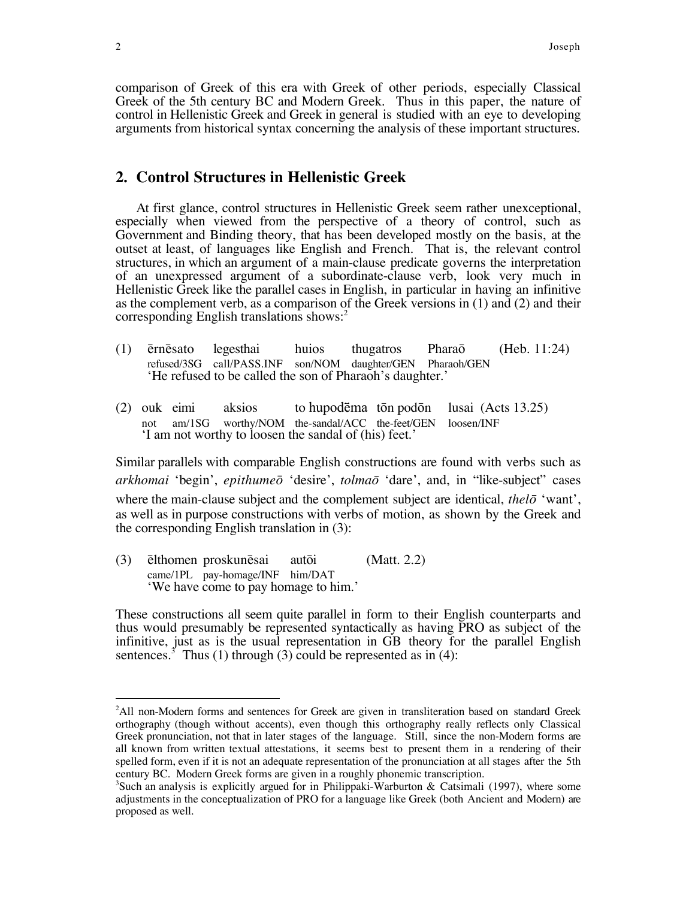comparison of Greek of this era with Greek of other periods, especially Classical Greek of the 5th century BC and Modern Greek. Thus in this paper, the nature of control in Hellenistic Greek and Greek in general is studied with an eye to developing arguments from historical syntax concerning the analysis of these important structures.

## 2. Control Structures in Hellenistic Greek

At first glance, control structures in Hellenistic Greek seem rather unexceptional, especially when viewed from the perspective of a theory of control, such as Government and Binding theory, that has been developed mostly on the basis, at the outset at least, of languages like English and French. That is, the relevant control structures, in which an argument of a main-clause predicate governs the interpretation of an unexpressed argument of a subordinate-clause verb, look very much in Hellenistic Greek like the parallel cases in English, in particular in having an infinitive as the complement verb, as a comparison of the Greek versions in (1) and (2) and their corresponding English translations shows:[2]

(1) ērnēsato legesthai huios thugatros Pharaō (Heb. 11:24)
refused/3SG call/PASS.INF son/NOM daughter/GEN Pharaoh/GEN
'He refused to be called the son of Pharaoh's daughter.'

(2) ouk eimi aksios to hupodēma tōn podōn lusai (Acts 13.25)
not am/1SG worthy/NOM the-sandal/ACC the-feet/GEN loosen/INF
'I am not worthy to loosen the sandal of (his) feet.'

Similar parallels with comparable English constructions are found with verbs such as *arkhomai* 'begin', *epithumeō* 'desire', *tolmaō* 'dare', and, in "like-subject" cases where the main-clause subject and the complement subject are identical, *thelō* 'want', as well as in purpose constructions with verbs of motion, as shown by the Greek and the corresponding English translation in (3):

(3) ēlthomen proskunēsai autōi (Matt. 2.2)
came/1PL pay-homage/INF him/DAT
'We have come to pay homage to him.'

These constructions all seem quite parallel in form to their English counterparts and thus would presumably be represented syntactically as having PRO as subject of the infinitive, just as is the usual representation in GB theory for the parallel English sentences.[3] Thus (1) through (3) could be represented as in (4):

---

[2]All non-Modern forms and sentences for Greek are given in transliteration based on standard Greek orthography (though without accents), even though this orthography really reflects only Classical Greek pronunciation, not that in later stages of the language. Still, since the non-Modern forms are all known from written textual attestations, it seems best to present them in a rendering of their spelled form, even if it is not an adequate representation of the pronunciation at all stages after the 5th century BC. Modern Greek forms are given in a roughly phonemic transcription.

[3]Such an analysis is explicitly argued for in Philippaki-Warburton & Catsimali (1997), where some adjustments in the conceptualization of PRO for a language like Greek (both Ancient and Modern) are proposed as well.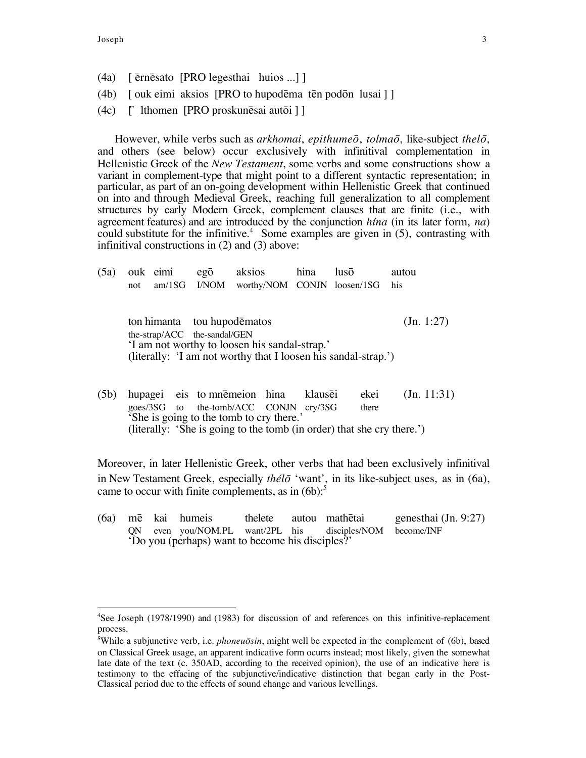(4a) [ ērnēsato [PRO legesthai huios ...] ]

(4b) [ ouk eimi aksios [PRO to hupodēma tēn podōn lusai ] ]

(4c) [˙ lthomen [PRO proskunēsai autōi ] ]

However, while verbs such as *arkhomai*, *epithumeō*, *tolmaō*, like-subject *thelō*, and others (see below) occur exclusively with infinitival complementation in Hellenistic Greek of the *New Testament*, some verbs and some constructions show a variant in complement-type that might point to a different syntactic representation; in particular, as part of an on-going development within Hellenistic Greek that continued on into and through Medieval Greek, reaching full generalization to all complement structures by early Modern Greek, complement clauses that are finite (i.e., with agreement features) and are introduced by the conjunction *hína* (in its later form, *na*) could substitute for the infinitive.[4] Some examples are given in (5), contrasting with infinitival constructions in (2) and (3) above:

(5a) ouk eimi egō aksios hina lusō autou
not am/1SG I/NOM worthy/NOM CONJN loosen/1SG his

ton himanta tou hupodēmatos (Jn. 1:27)
the-strap/ACC the-sandal/GEN
'I am not worthy to loosen his sandal-strap.'
(literally: 'I am not worthy that I loosen his sandal-strap.')

(5b) hupagei eis to mnēmeion hina klausēi ekei (Jn. 11:31)
goes/3SG to the-tomb/ACC CONJN cry/3SG there
'She is going to the tomb to cry there.'
(literally: 'She is going to the tomb (in order) that she cry there.')

Moreover, in later Hellenistic Greek, other verbs that had been exclusively infinitival in New Testament Greek, especially *thélō* 'want', in its like-subject uses, as in (6a), came to occur with finite complements, as in (6b):[5]

(6a) mē kai humeis thelete autou mathētai genesthai (Jn. 9:27)
QN even you/NOM.PL want/2PL his disciples/NOM become/INF
'Do you (perhaps) want to become his disciples?'

---

[4]See Joseph (1978/1990) and (1983) for discussion of and references on this infinitive-replacement process.

[5]While a subjunctive verb, i.e. *phoneuōsin*, might well be expected in the complement of (6b), based on Classical Greek usage, an apparent indicative form ocurrs instead; most likely, given the somewhat late date of the text (c. 350AD, according to the received opinion), the use of an indicative here is testimony to the effacing of the subjunctive/indicative distinction that began early in the Post-Classical period due to the effects of sound change and various levellings.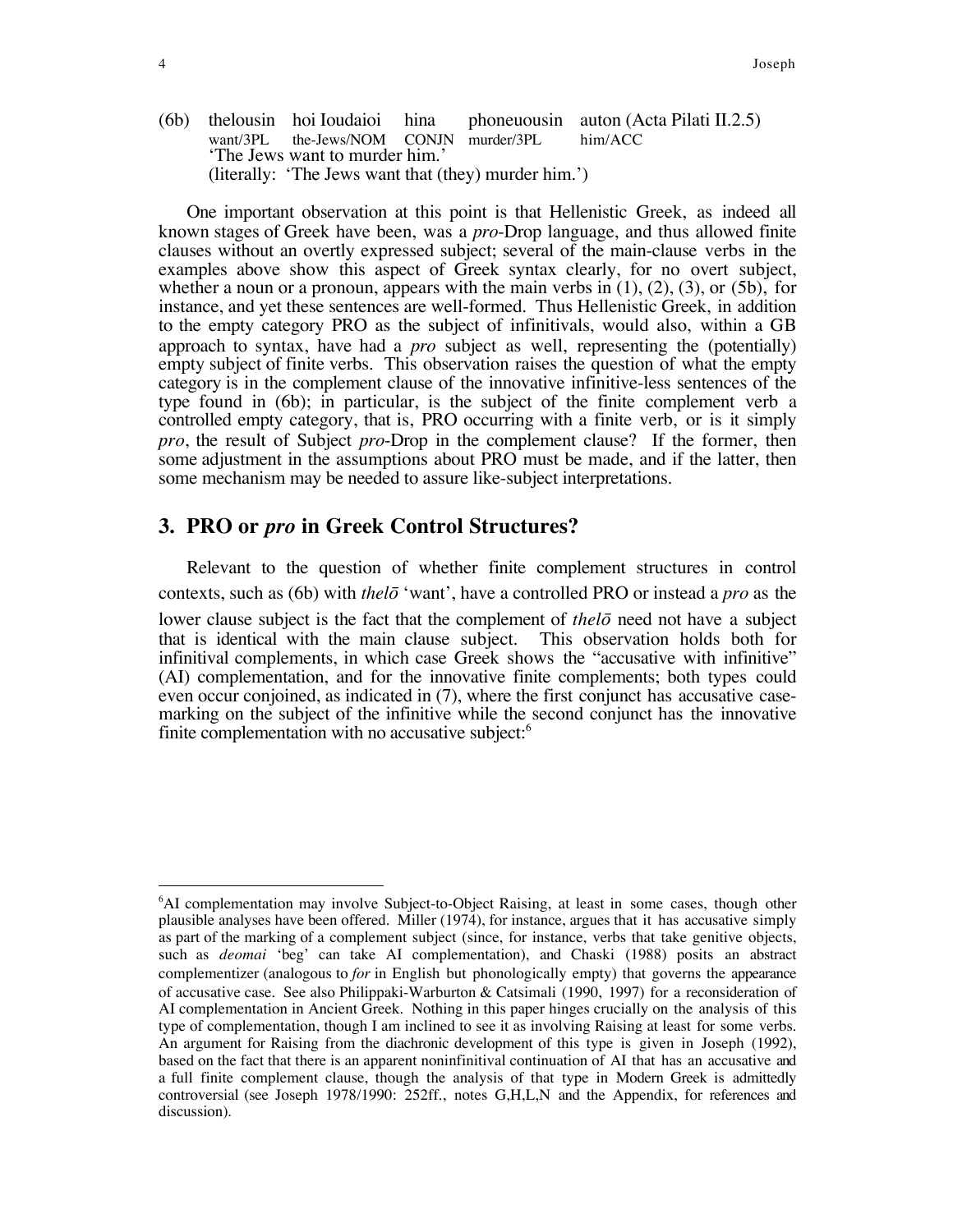(6b) thelousin hoi Ioudaioi hina phoneuousin auton (Acta Pilati II.2.5)
want/3PL the-Jews/NOM CONJN murder/3PL him/ACC
'The Jews want to murder him.'
(literally: 'The Jews want that (they) murder him.')

One important observation at this point is that Hellenistic Greek, as indeed all known stages of Greek have been, was a *pro*-Drop language, and thus allowed finite clauses without an overtly expressed subject; several of the main-clause verbs in the examples above show this aspect of Greek syntax clearly, for no overt subject, whether a noun or a pronoun, appears with the main verbs in (1), (2), (3), or (5b), for instance, and yet these sentences are well-formed. Thus Hellenistic Greek, in addition to the empty category PRO as the subject of infinitivals, would also, within a GB approach to syntax, have had a *pro* subject as well, representing the (potentially) empty subject of finite verbs. This observation raises the question of what the empty category is in the complement clause of the innovative infinitive-less sentences of the type found in (6b); in particular, is the subject of the finite complement verb a controlled empty category, that is, PRO occurring with a finite verb, or is it simply *pro*, the result of Subject *pro*-Drop in the complement clause? If the former, then some adjustment in the assumptions about PRO must be made, and if the latter, then some mechanism may be needed to assure like-subject interpretations.

## 3. PRO or *pro* in Greek Control Structures?

Relevant to the question of whether finite complement structures in control contexts, such as (6b) with *thelō* 'want', have a controlled PRO or instead a *pro* as the lower clause subject is the fact that the complement of *thelō* need not have a subject that is identical with the main clause subject. This observation holds both for infinitival complements, in which case Greek shows the "accusative with infinitive" (AI) complementation, and for the innovative finite complements; both types could even occur conjoined, as indicated in (7), where the first conjunct has accusative case-marking on the subject of the infinitive while the second conjunct has the innovative finite complementation with no accusative subject:[6]

---

[6]AI complementation may involve Subject-to-Object Raising, at least in some cases, though other plausible analyses have been offered. Miller (1974), for instance, argues that it has accusative simply as part of the marking of a complement subject (since, for instance, verbs that take genitive objects, such as *deomai* 'beg' can take AI complementation), and Chaski (1988) posits an abstract complementizer (analogous to *for* in English but phonologically empty) that governs the appearance of accusative case. See also Philippaki-Warburton & Catsimali (1990, 1997) for a reconsideration of AI complementation in Ancient Greek. Nothing in this paper hinges crucially on the analysis of this type of complementation, though I am inclined to see it as involving Raising at least for some verbs. An argument for Raising from the diachronic development of this type is given in Joseph (1992), based on the fact that there is an apparent noninfinitival continuation of AI that has an accusative and a full finite complement clause, though the analysis of that type in Modern Greek is admittedly controversial (see Joseph 1978/1990: 252ff., notes G,H,L,N and the Appendix, for references and discussion).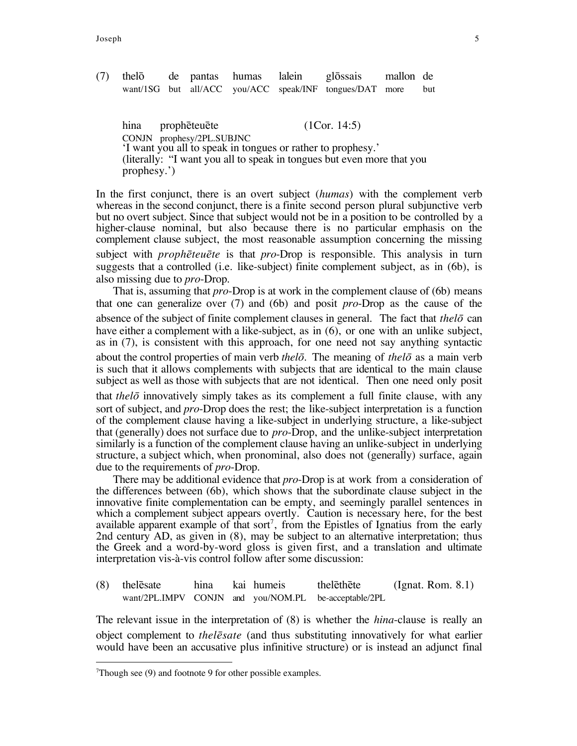(7) thelō de pantas humas lalein glōssais mallon de
want/1SG but all/ACC you/ACC speak/INF tongues/DAT more but

hina prophēteuēte (1Cor. 14:5)
CONJN prophesy/2PL.SUBJNC
'I want you all to speak in tongues or rather to prophesy.'
(literally: "I want you all to speak in tongues but even more that you prophesy.')

In the first conjunct, there is an overt subject (*humas*) with the complement verb whereas in the second conjunct, there is a finite second person plural subjunctive verb but no overt subject. Since that subject would not be in a position to be controlled by a higher-clause nominal, but also because there is no particular emphasis on the complement clause subject, the most reasonable assumption concerning the missing subject with *prophēteuēte* is that *pro*-Drop is responsible. This analysis in turn suggests that a controlled (i.e. like-subject) finite complement subject, as in (6b), is also missing due to *pro*-Drop.

That is, assuming that *pro*-Drop is at work in the complement clause of (6b) means that one can generalize over (7) and (6b) and posit *pro*-Drop as the cause of the absence of the subject of finite complement clauses in general. The fact that *thelō* can have either a complement with a like-subject, as in (6), or one with an unlike subject, as in (7), is consistent with this approach, for one need not say anything syntactic about the control properties of main verb *thelō*. The meaning of *thelō* as a main verb is such that it allows complements with subjects that are identical to the main clause subject as well as those with subjects that are not identical. Then one need only posit that *thelō* innovatively simply takes as its complement a full finite clause, with any sort of subject, and *pro*-Drop does the rest; the like-subject interpretation is a function of the complement clause having a like-subject in underlying structure, a like-subject that (generally) does not surface due to *pro*-Drop, and the unlike-subject interpretation similarly is a function of the complement clause having an unlike-subject in underlying structure, a subject which, when pronominal, also does not (generally) surface, again due to the requirements of *pro*-Drop.

There may be additional evidence that *pro*-Drop is at work from a consideration of the differences between (6b), which shows that the subordinate clause subject in the innovative finite complementation can be empty, and seemingly parallel sentences in which a complement subject appears overtly. Caution is necessary here, for the best available apparent example of that sort[7], from the Epistles of Ignatius from the early 2nd century AD, as given in (8), may be subject to an alternative interpretation; thus the Greek and a word-by-word gloss is given first, and a translation and ultimate interpretation vis-à-vis control follow after some discussion:

(8) thelēsate hina kai humeis thelēthēte (Ignat. Rom. 8.1)
want/2PL.IMPV CONJN and you/NOM.PL be-acceptable/2PL

The relevant issue in the interpretation of (8) is whether the *hina*-clause is really an object complement to *thelēsate* (and thus substituting innovatively for what earlier would have been an accusative plus infinitive structure) or is instead an adjunct final

[7] Though see (9) and footnote 9 for other possible examples.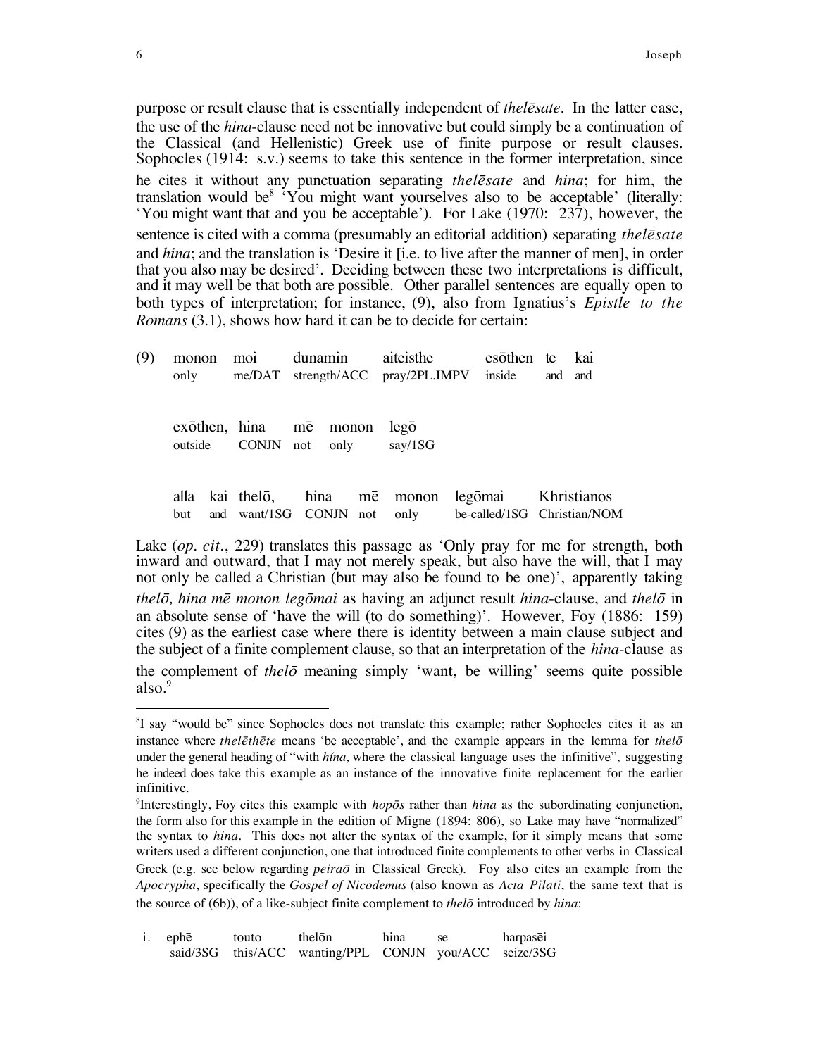purpose or result clause that is essentially independent of *thelēsate*. In the latter case, the use of the *hina*-clause need not be innovative but could simply be a continuation of the Classical (and Hellenistic) Greek use of finite purpose or result clauses. Sophocles (1914: s.v.) seems to take this sentence in the former interpretation, since he cites it without any punctuation separating *thelēsate* and *hina*; for him, the translation would be[8] 'You might want yourselves also to be acceptable' (literally: 'You might want that and you be acceptable'). For Lake (1970: 237), however, the sentence is cited with a comma (presumably an editorial addition) separating *thelēsate* and *hina*; and the translation is 'Desire it [i.e. to live after the manner of men], in order that you also may be desired'. Deciding between these two interpretations is difficult, and it may well be that both are possible. Other parallel sentences are equally open to both types of interpretation; for instance, (9), also from Ignatius's *Epistle to the Romans* (3.1), shows how hard it can be to decide for certain:

| (9) | monon | moi | dunamin | aiteisthe | esōthen | te | kai |
|---|---|---|---|---|---|---|---|
| | only | me/DAT | strength/ACC | pray/2PL.IMPV | inside | and | and |

| | exōthen, | hina | mē | monon | legō |
|---|---|---|---|---|---|
| | outside | CONJN | not | only | say/1SG |

| | alla | kai | thelō, | hina | mē | monon | legōmai | Khristianos |
|---|---|---|---|---|---|---|---|---|
| | but | and | want/1SG | CONJN | not | only | be-called/1SG | Christian/NOM |

Lake (*op. cit.*, 229) translates this passage as 'Only pray for me for strength, both inward and outward, that I may not merely speak, but also have the will, that I may not only be called a Christian (but may also be found to be one)', apparently taking *thelō, hina mē monon legōmai* as having an adjunct result *hina*-clause, and *thelō* in an absolute sense of 'have the will (to do something)'. However, Foy (1886: 159) cites (9) as the earliest case where there is identity between a main clause subject and the subject of a finite complement clause, so that an interpretation of the *hina*-clause as the complement of *thelō* meaning simply 'want, be willing' seems quite possible also.[9]

---

[8]I say "would be" since Sophocles does not translate this example; rather Sophocles cites it as an instance where *thelēthēte* means 'be acceptable', and the example appears in the lemma for *thelō* under the general heading of "with *hína*, where the classical language uses the infinitive", suggesting he indeed does take this example as an instance of the innovative finite replacement for the earlier infinitive.

[9]Interestingly, Foy cites this example with *hopōs* rather than *hina* as the subordinating conjunction, the form also for this example in the edition of Migne (1894: 806), so Lake may have "normalized" the syntax to *hina*. This does not alter the syntax of the example, for it simply means that some writers used a different conjunction, one that introduced finite complements to other verbs in Classical Greek (e.g. see below regarding *peiraō* in Classical Greek). Foy also cites an example from the *Apocrypha*, specifically the *Gospel of Nicodemus* (also known as *Acta Pilati*, the same text that is the source of (6b)), of a like-subject finite complement to *thelō* introduced by *hina*:

| i. | ephē | touto | thelōn | hina | se | harpasēi |
|---|---|---|---|---|---|---|
| | said/3SG | this/ACC | wanting/PPL | CONJN | you/ACC | seize/3SG |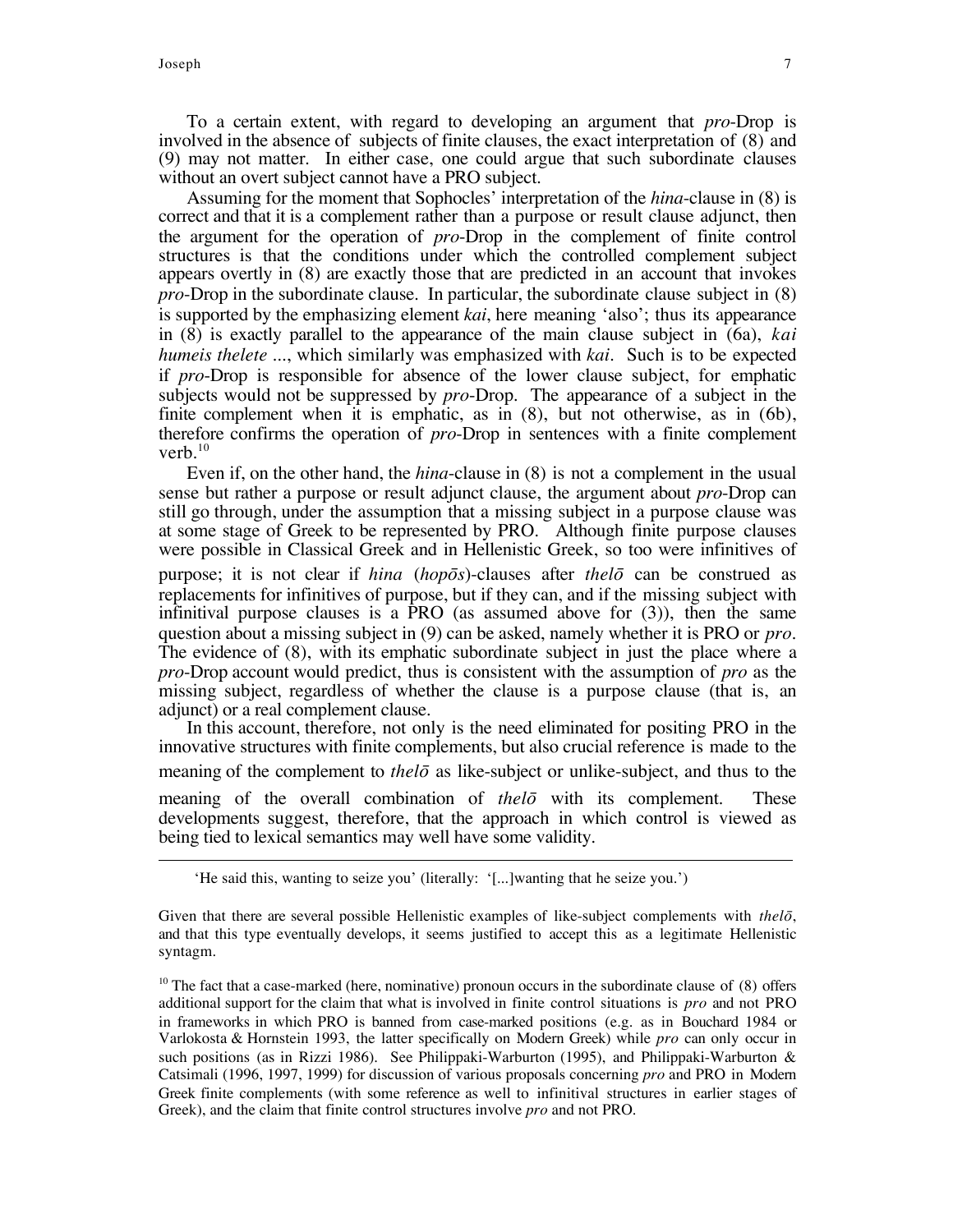To a certain extent, with regard to developing an argument that *pro*-Drop is involved in the absence of subjects of finite clauses, the exact interpretation of (8) and (9) may not matter. In either case, one could argue that such subordinate clauses without an overt subject cannot have a PRO subject.

Assuming for the moment that Sophocles' interpretation of the *hina*-clause in (8) is correct and that it is a complement rather than a purpose or result clause adjunct, then the argument for the operation of *pro*-Drop in the complement of finite control structures is that the conditions under which the controlled complement subject appears overtly in (8) are exactly those that are predicted in an account that invokes *pro*-Drop in the subordinate clause. In particular, the subordinate clause subject in (8) is supported by the emphasizing element *kai*, here meaning 'also'; thus its appearance in (8) is exactly parallel to the appearance of the main clause subject in (6a), *kai humeis thelete* ..., which similarly was emphasized with *kai*. Such is to be expected if *pro*-Drop is responsible for absence of the lower clause subject, for emphatic subjects would not be suppressed by *pro*-Drop. The appearance of a subject in the finite complement when it is emphatic, as in (8), but not otherwise, as in (6b), therefore confirms the operation of *pro*-Drop in sentences with a finite complement verb.[10]

Even if, on the other hand, the *hina*-clause in (8) is not a complement in the usual sense but rather a purpose or result adjunct clause, the argument about *pro*-Drop can still go through, under the assumption that a missing subject in a purpose clause was at some stage of Greek to be represented by PRO. Although finite purpose clauses were possible in Classical Greek and in Hellenistic Greek, so too were infinitives of purpose; it is not clear if *hina* (*hopōs*)-clauses after *thelō* can be construed as replacements for infinitives of purpose, but if they can, and if the missing subject with infinitival purpose clauses is a PRO (as assumed above for (3)), then the same question about a missing subject in (9) can be asked, namely whether it is PRO or *pro*. The evidence of (8), with its emphatic subordinate subject in just the place where a *pro*-Drop account would predict, thus is consistent with the assumption of *pro* as the missing subject, regardless of whether the clause is a purpose clause (that is, an adjunct) or a real complement clause.

In this account, therefore, not only is the need eliminated for positing PRO in the innovative structures with finite complements, but also crucial reference is made to the meaning of the complement to *thelō* as like-subject or unlike-subject, and thus to the meaning of the overall combination of *thelō* with its complement. These developments suggest, therefore, that the approach in which control is viewed as being tied to lexical semantics may well have some validity.

---

'He said this, wanting to seize you' (literally: '[...]wanting that he seize you.')

Given that there are several possible Hellenistic examples of like-subject complements with *thelō*, and that this type eventually develops, it seems justified to accept this as a legitimate Hellenistic syntagm.

[10] The fact that a case-marked (here, nominative) pronoun occurs in the subordinate clause of (8) offers additional support for the claim that what is involved in finite control situations is *pro* and not PRO in frameworks in which PRO is banned from case-marked positions (e.g. as in Bouchard 1984 or Varlokosta & Hornstein 1993, the latter specifically on Modern Greek) while *pro* can only occur in such positions (as in Rizzi 1986). See Philippaki-Warburton (1995), and Philippaki-Warburton & Catsimali (1996, 1997, 1999) for discussion of various proposals concerning *pro* and PRO in Modern Greek finite complements (with some reference as well to infinitival structures in earlier stages of Greek), and the claim that finite control structures involve *pro* and not PRO.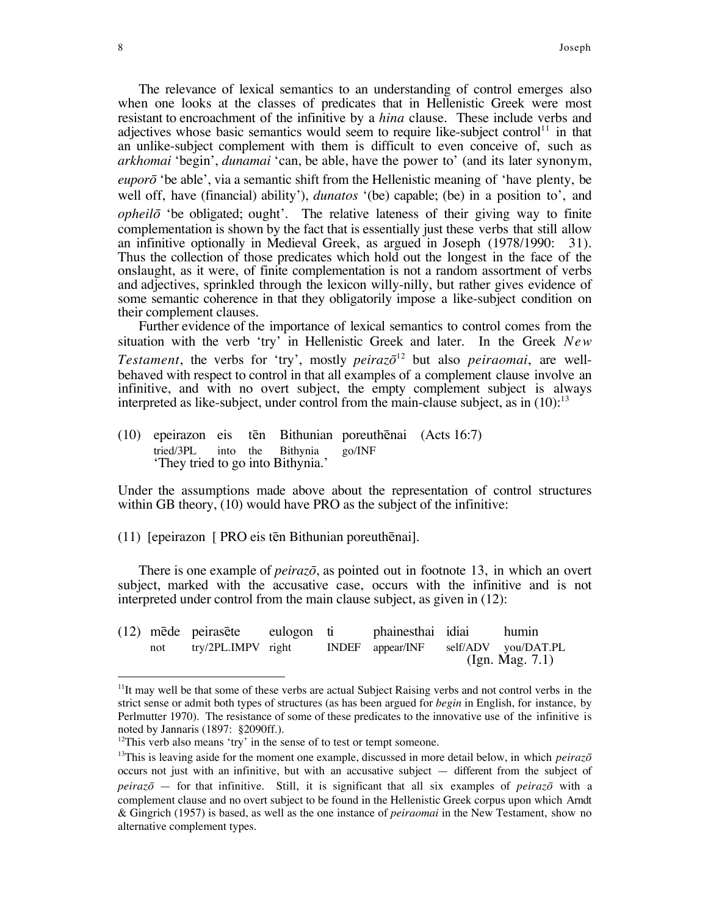The relevance of lexical semantics to an understanding of control emerges also when one looks at the classes of predicates that in Hellenistic Greek were most resistant to encroachment of the infinitive by a *hina* clause. These include verbs and adjectives whose basic semantics would seem to require like-subject control[11] in that an unlike-subject complement with them is difficult to even conceive of, such as *arkhomai* 'begin', *dunamai* 'can, be able, have the power to' (and its later synonym, *euporō* 'be able', via a semantic shift from the Hellenistic meaning of 'have plenty, be well off, have (financial) ability'), *dunatos* '(be) capable; (be) in a position to', and *opheilō* 'be obligated; ought'. The relative lateness of their giving way to finite complementation is shown by the fact that is essentially just these verbs that still allow an infinitive optionally in Medieval Greek, as argued in Joseph (1978/1990: 31). Thus the collection of those predicates which hold out the longest in the face of the onslaught, as it were, of finite complementation is not a random assortment of verbs and adjectives, sprinkled through the lexicon willy-nilly, but rather gives evidence of some semantic coherence in that they obligatorily impose a like-subject condition on their complement clauses.

Further evidence of the importance of lexical semantics to control comes from the situation with the verb 'try' in Hellenistic Greek and later. In the Greek *New Testament*, the verbs for 'try', mostly *peirazō*[12] but also *peiraomai*, are well-behaved with respect to control in that all examples of a complement clause involve an infinitive, and with no overt subject, the empty complement subject is always interpreted as like-subject, under control from the main-clause subject, as in (10):[13]

(10) epeirazon eis tēn Bithunian poreuthēnai (Acts 16:7)
tried/3PL into the Bithynia go/INF
'They tried to go into Bithynia.'

Under the assumptions made above about the representation of control structures within GB theory, (10) would have PRO as the subject of the infinitive:

(11) [epeirazon [ PRO eis tēn Bithunian poreuthēnai].

There is one example of *peirazō*, as pointed out in footnote 13, in which an overt subject, marked with the accusative case, occurs with the infinitive and is not interpreted under control from the main clause subject, as given in (12):

(12) mēde peirasēte eulogon ti phainesthai idiai humin
not try/2PL.IMPV right INDEF appear/INF self/ADV you/DAT.PL
(Ign. Mag. 7.1)

---

[11] It may well be that some of these verbs are actual Subject Raising verbs and not control verbs in the strict sense or admit both types of structures (as has been argued for *begin* in English, for instance, by Perlmutter 1970). The resistance of some of these predicates to the innovative use of the infinitive is noted by Jannaris (1897: §2090ff.).

[12] This verb also means 'try' in the sense of to test or tempt someone.

[13] This is leaving aside for the moment one example, discussed in more detail below, in which *peirazō* occurs not just with an infinitive, but with an accusative subject — different from the subject of *peirazō* — for that infinitive. Still, it is significant that all six examples of *peirazō* with a complement clause and no overt subject to be found in the Hellenistic Greek corpus upon which Arndt & Gingrich (1957) is based, as well as the one instance of *peiraomai* in the New Testament, show no alternative complement types.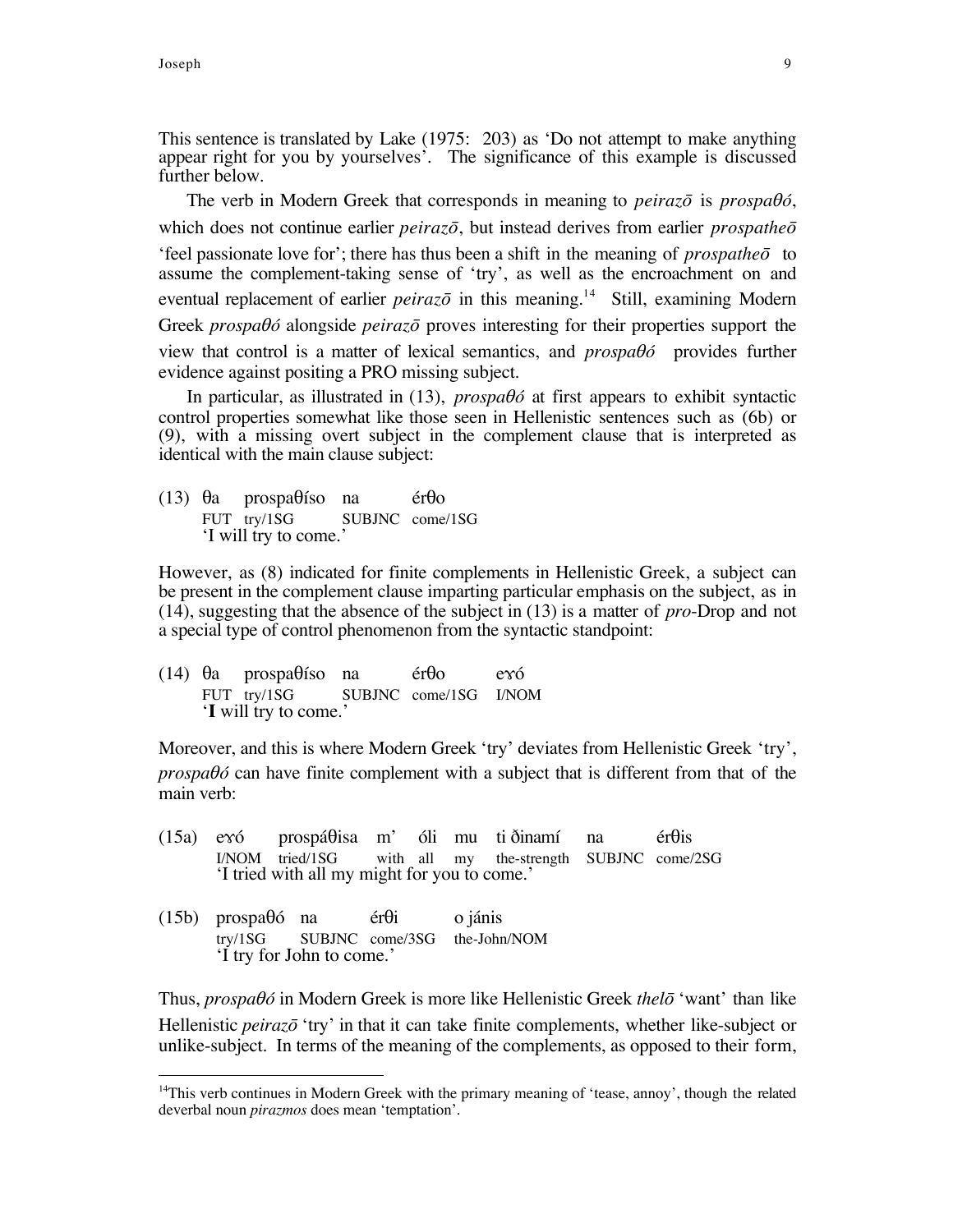This sentence is translated by Lake (1975: 203) as 'Do not attempt to make anything appear right for you by yourselves'. The significance of this example is discussed further below.

The verb in Modern Greek that corresponds in meaning to *peirazō* is *prospaθó*, which does not continue earlier *peirazō*, but instead derives from earlier *prospatheō* 'feel passionate love for'; there has thus been a shift in the meaning of *prospatheō* to assume the complement-taking sense of 'try', as well as the encroachment on and eventual replacement of earlier *peirazō* in this meaning.[14] Still, examining Modern Greek *prospaθó* alongside *peirazō* proves interesting for their properties support the view that control is a matter of lexical semantics, and *prospaθó* provides further evidence against positing a PRO missing subject.

In particular, as illustrated in (13), *prospaθó* at first appears to exhibit syntactic control properties somewhat like those seen in Hellenistic sentences such as (6b) or (9), with a missing overt subject in the complement clause that is interpreted as identical with the main clause subject:

(13) θa prospaθíso na érθo
FUT try/1SG SUBJNC come/1SG
'I will try to come.'

However, as (8) indicated for finite complements in Hellenistic Greek, a subject can be present in the complement clause imparting particular emphasis on the subject, as in (14), suggesting that the absence of the subject in (13) is a matter of *pro*-Drop and not a special type of control phenomenon from the syntactic standpoint:

(14) θa prospaθíso na érθo eɤó
FUT try/1SG SUBJNC come/1SG I/NOM
'**I** will try to come.'

Moreover, and this is where Modern Greek 'try' deviates from Hellenistic Greek 'try', *prospaθó* can have finite complement with a subject that is different from that of the main verb:

(15a) eɤó prospáθisa m' óli mu ti ðinamí na érθis
I/NOM tried/1SG with all my the-strength SUBJNC come/2SG
'I tried with all my might for you to come.'

(15b) prospaθó na érθi o jánis
try/1SG SUBJNC come/3SG the-John/NOM
'I try for John to come.'

Thus, *prospaθó* in Modern Greek is more like Hellenistic Greek *thelō* 'want' than like Hellenistic *peirazō* 'try' in that it can take finite complements, whether like-subject or unlike-subject. In terms of the meaning of the complements, as opposed to their form,

[14]This verb continues in Modern Greek with the primary meaning of 'tease, annoy', though the related deverbal noun *pirazmos* does mean 'temptation'.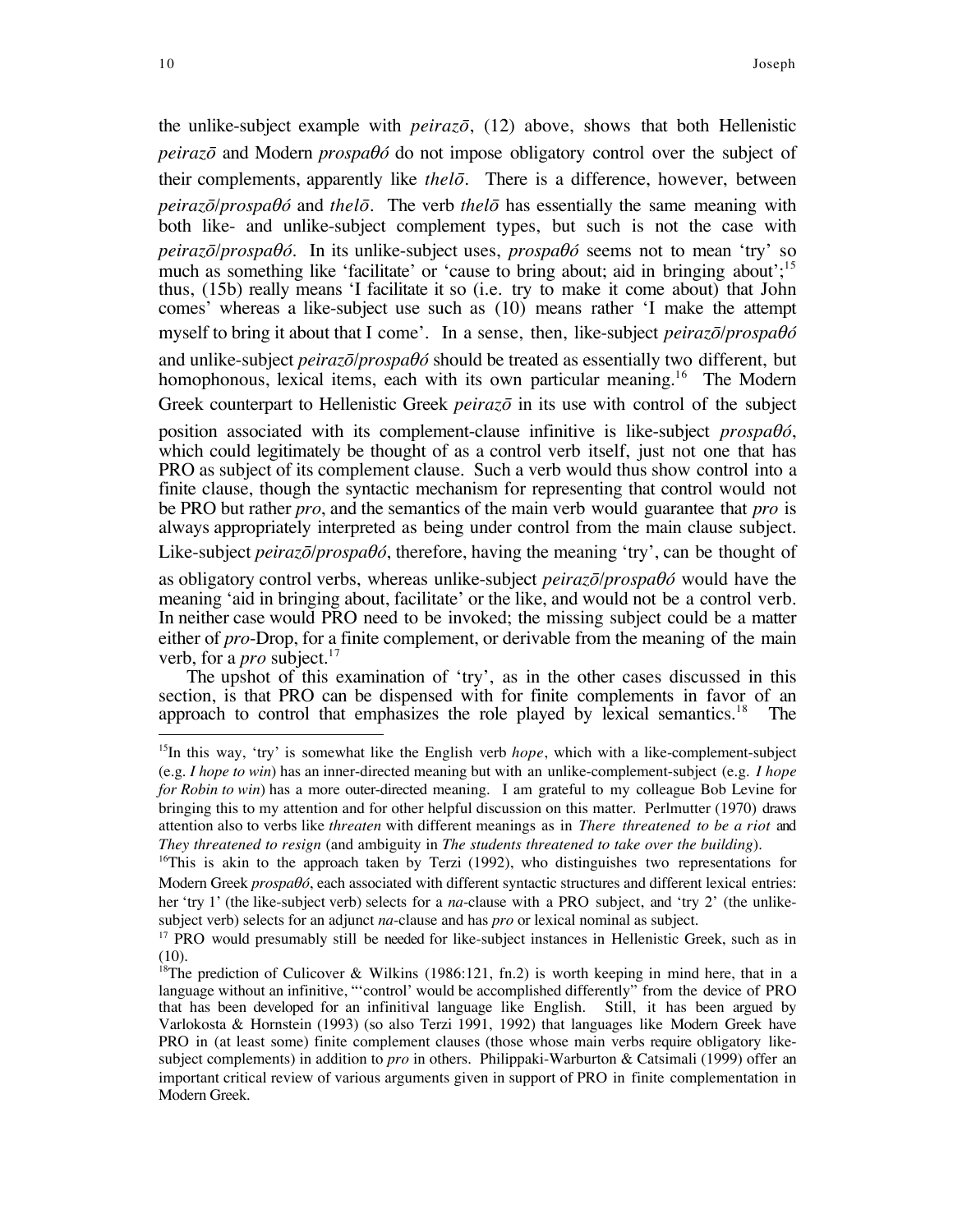the unlike-subject example with *peirazō*, (12) above, shows that both Hellenistic *peirazō* and Modern *prospaθó* do not impose obligatory control over the subject of their complements, apparently like *thelō*. There is a difference, however, between *peirazō*/*prospaθó* and *thelō*. The verb *thelō* has essentially the same meaning with both like- and unlike-subject complement types, but such is not the case with *peirazō*/*prospaθó*. In its unlike-subject uses, *prospaθó* seems not to mean 'try' so much as something like 'facilitate' or 'cause to bring about; aid in bringing about';[15] thus, (15b) really means 'I facilitate it so (i.e. try to make it come about) that John comes' whereas a like-subject use such as (10) means rather 'I make the attempt myself to bring it about that I come'. In a sense, then, like-subject *peirazō*/*prospaθó* and unlike-subject *peirazō*/*prospaθó* should be treated as essentially two different, but homophonous, lexical items, each with its own particular meaning.[16] The Modern Greek counterpart to Hellenistic Greek *peirazō* in its use with control of the subject position associated with its complement-clause infinitive is like-subject *prospaθó*, which could legitimately be thought of as a control verb itself, just not one that has PRO as subject of its complement clause. Such a verb would thus show control into a finite clause, though the syntactic mechanism for representing that control would not be PRO but rather *pro*, and the semantics of the main verb would guarantee that *pro* is always appropriately interpreted as being under control from the main clause subject. Like-subject *peirazō*/*prospaθó*, therefore, having the meaning 'try', can be thought of as obligatory control verbs, whereas unlike-subject *peirazō*/*prospaθó* would have the meaning 'aid in bringing about, facilitate' or the like, and would not be a control verb. In neither case would PRO need to be invoked; the missing subject could be a matter either of *pro*-Drop, for a finite complement, or derivable from the meaning of the main verb, for a *pro* subject.[17]

The upshot of this examination of 'try', as in the other cases discussed in this section, is that PRO can be dispensed with for finite complements in favor of an approach to control that emphasizes the role played by lexical semantics.[18] The

---

[15]In this way, 'try' is somewhat like the English verb *hope*, which with a like-complement-subject (e.g. *I hope to win*) has an inner-directed meaning but with an unlike-complement-subject (e.g. *I hope for Robin to win*) has a more outer-directed meaning. I am grateful to my colleague Bob Levine for bringing this to my attention and for other helpful discussion on this matter. Perlmutter (1970) draws attention also to verbs like *threaten* with different meanings as in *There threatened to be a riot* and *They threatened to resign* (and ambiguity in *The students threatened to take over the building*).

[16]This is akin to the approach taken by Terzi (1992), who distinguishes two representations for Modern Greek *prospaθó*, each associated with different syntactic structures and different lexical entries: her 'try 1' (the like-subject verb) selects for a *na*-clause with a PRO subject, and 'try 2' (the unlike-subject verb) selects for an adjunct *na*-clause and has *pro* or lexical nominal as subject.

[17] PRO would presumably still be needed for like-subject instances in Hellenistic Greek, such as in (10).

[18]The prediction of Culicover & Wilkins (1986:121, fn.2) is worth keeping in mind here, that in a language without an infinitive, "'control' would be accomplished differently" from the device of PRO that has been developed for an infinitival language like English. Still, it has been argued by Varlokosta & Hornstein (1993) (so also Terzi 1991, 1992) that languages like Modern Greek have PRO in (at least some) finite complement clauses (those whose main verbs require obligatory like-subject complements) in addition to *pro* in others. Philippaki-Warburton & Catsimali (1999) offer an important critical review of various arguments given in support of PRO in finite complementation in Modern Greek.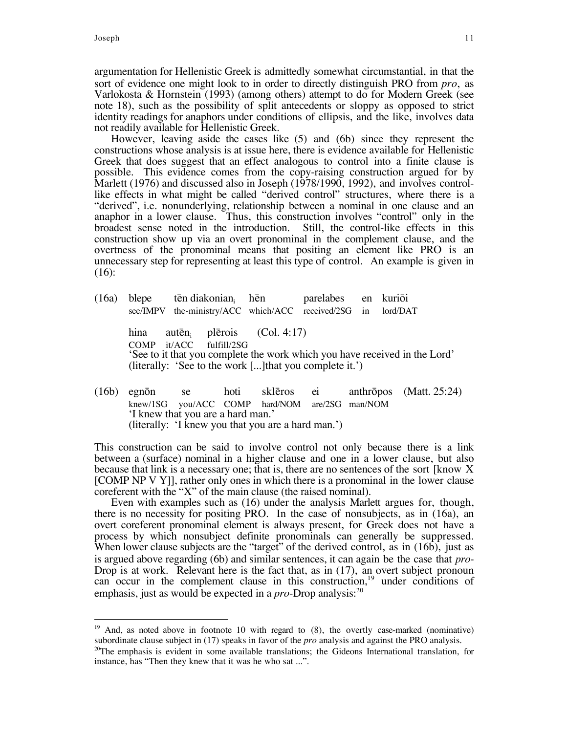argumentation for Hellenistic Greek is admittedly somewhat circumstantial, in that the sort of evidence one might look to in order to directly distinguish PRO from *pro*, as Varlokosta & Hornstein (1993) (among others) attempt to do for Modern Greek (see note 18), such as the possibility of split antecedents or sloppy as opposed to strict identity readings for anaphors under conditions of ellipsis, and the like, involves data not readily available for Hellenistic Greek.

However, leaving aside the cases like (5) and (6b) since they represent the constructions whose analysis is at issue here, there is evidence available for Hellenistic Greek that does suggest that an effect analogous to control into a finite clause is possible. This evidence comes from the copy-raising construction argued for by Marlett (1976) and discussed also in Joseph (1978/1990, 1992), and involves control-like effects in what might be called "derived control" structures, where there is a "derived", i.e. nonunderlying, relationship between a nominal in one clause and an anaphor in a lower clause. Thus, this construction involves "control" only in the broadest sense noted in the introduction. Still, the control-like effects in this construction show up via an overt pronominal in the complement clause, and the overtness of the pronominal means that positing an element like PRO is an unnecessary step for representing at least this type of control. An example is given in (16):

(16a) blepe tēn diakonian$_i$ hēn parelabes en kuriōi
see/IMPV the-ministry/ACC which/ACC received/2SG in lord/DAT

hina autēn$_i$ plērois (Col. 4:17)
COMP it/ACC fulfill/2SG
'See to it that you complete the work which you have received in the Lord'
(literally: 'See to the work [...]that you complete it.')

(16b) egnōn se hoti sklēros ei anthrōpos (Matt. 25:24)
knew/1SG you/ACC COMP hard/NOM are/2SG man/NOM
'I knew that you are a hard man.'
(literally: 'I knew you that you are a hard man.')

This construction can be said to involve control not only because there is a link between a (surface) nominal in a higher clause and one in a lower clause, but also because that link is a necessary one; that is, there are no sentences of the sort [know X [COMP NP V Y]], rather only ones in which there is a pronominal in the lower clause coreferent with the "X" of the main clause (the raised nominal).

Even with examples such as (16) under the analysis Marlett argues for, though, there is no necessity for positing PRO. In the case of nonsubjects, as in (16a), an overt coreferent pronominal element is always present, for Greek does not have a process by which nonsubject definite pronominals can generally be suppressed. When lower clause subjects are the "target" of the derived control, as in (16b), just as is argued above regarding (6b) and similar sentences, it can again be the case that *pro*-Drop is at work. Relevant here is the fact that, as in (17), an overt subject pronoun can occur in the complement clause in this construction,[19] under conditions of emphasis, just as would be expected in a *pro*-Drop analysis:[20]

---

[19] And, as noted above in footnote 10 with regard to (8), the overtly case-marked (nominative) subordinate clause subject in (17) speaks in favor of the *pro* analysis and against the PRO analysis.

[20] The emphasis is evident in some available translations; the Gideons International translation, for instance, has "Then they knew that it was he who sat ...".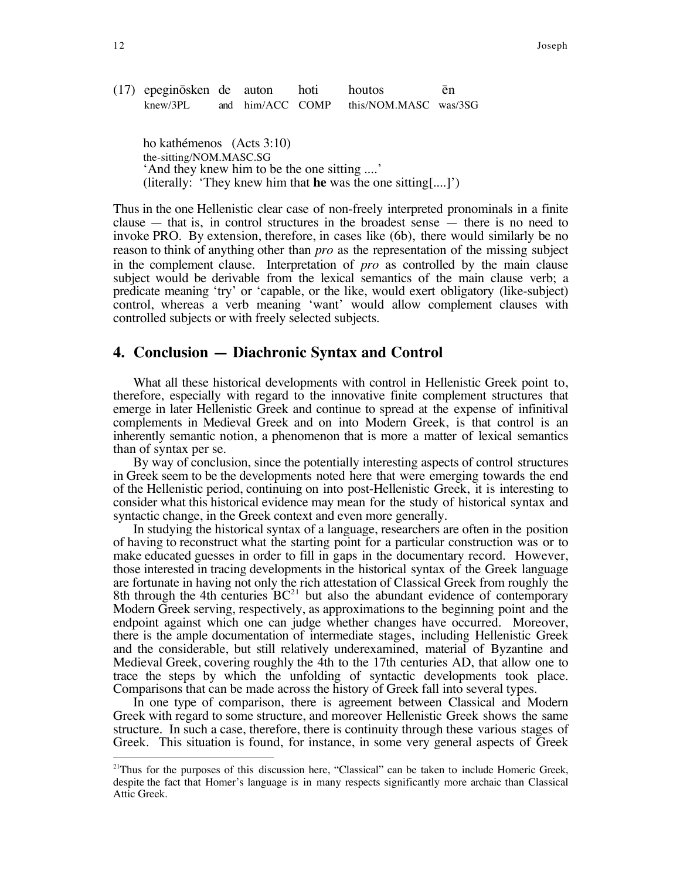(17) epeginōsken de auton hoti houtos ēn
knew/3PL and him/ACC COMP this/NOM.MASC was/3SG

ho kathémenos (Acts 3:10)
the-sitting/NOM.MASC.SG
'And they knew him to be the one sitting ....'
(literally: 'They knew him that **he** was the one sitting[....]')

Thus in the one Hellenistic clear case of non-freely interpreted pronominals in a finite clause — that is, in control structures in the broadest sense — there is no need to invoke PRO. By extension, therefore, in cases like (6b), there would similarly be no reason to think of anything other than *pro* as the representation of the missing subject in the complement clause. Interpretation of *pro* as controlled by the main clause subject would be derivable from the lexical semantics of the main clause verb; a predicate meaning 'try' or 'capable, or the like, would exert obligatory (like-subject) control, whereas a verb meaning 'want' would allow complement clauses with controlled subjects or with freely selected subjects.

## 4. Conclusion — Diachronic Syntax and Control

What all these historical developments with control in Hellenistic Greek point to, therefore, especially with regard to the innovative finite complement structures that emerge in later Hellenistic Greek and continue to spread at the expense of infinitival complements in Medieval Greek and on into Modern Greek, is that control is an inherently semantic notion, a phenomenon that is more a matter of lexical semantics than of syntax per se.

By way of conclusion, since the potentially interesting aspects of control structures in Greek seem to be the developments noted here that were emerging towards the end of the Hellenistic period, continuing on into post-Hellenistic Greek, it is interesting to consider what this historical evidence may mean for the study of historical syntax and syntactic change, in the Greek context and even more generally.

In studying the historical syntax of a language, researchers are often in the position of having to reconstruct what the starting point for a particular construction was or to make educated guesses in order to fill in gaps in the documentary record. However, those interested in tracing developments in the historical syntax of the Greek language are fortunate in having not only the rich attestation of Classical Greek from roughly the 8th through the 4th centuries BC[21] but also the abundant evidence of contemporary Modern Greek serving, respectively, as approximations to the beginning point and the endpoint against which one can judge whether changes have occurred. Moreover, there is the ample documentation of intermediate stages, including Hellenistic Greek and the considerable, but still relatively underexamined, material of Byzantine and Medieval Greek, covering roughly the 4th to the 17th centuries AD, that allow one to trace the steps by which the unfolding of syntactic developments took place. Comparisons that can be made across the history of Greek fall into several types.

In one type of comparison, there is agreement between Classical and Modern Greek with regard to some structure, and moreover Hellenistic Greek shows the same structure. In such a case, therefore, there is continuity through these various stages of Greek. This situation is found, for instance, in some very general aspects of Greek

[21] Thus for the purposes of this discussion here, "Classical" can be taken to include Homeric Greek, despite the fact that Homer's language is in many respects significantly more archaic than Classical Attic Greek.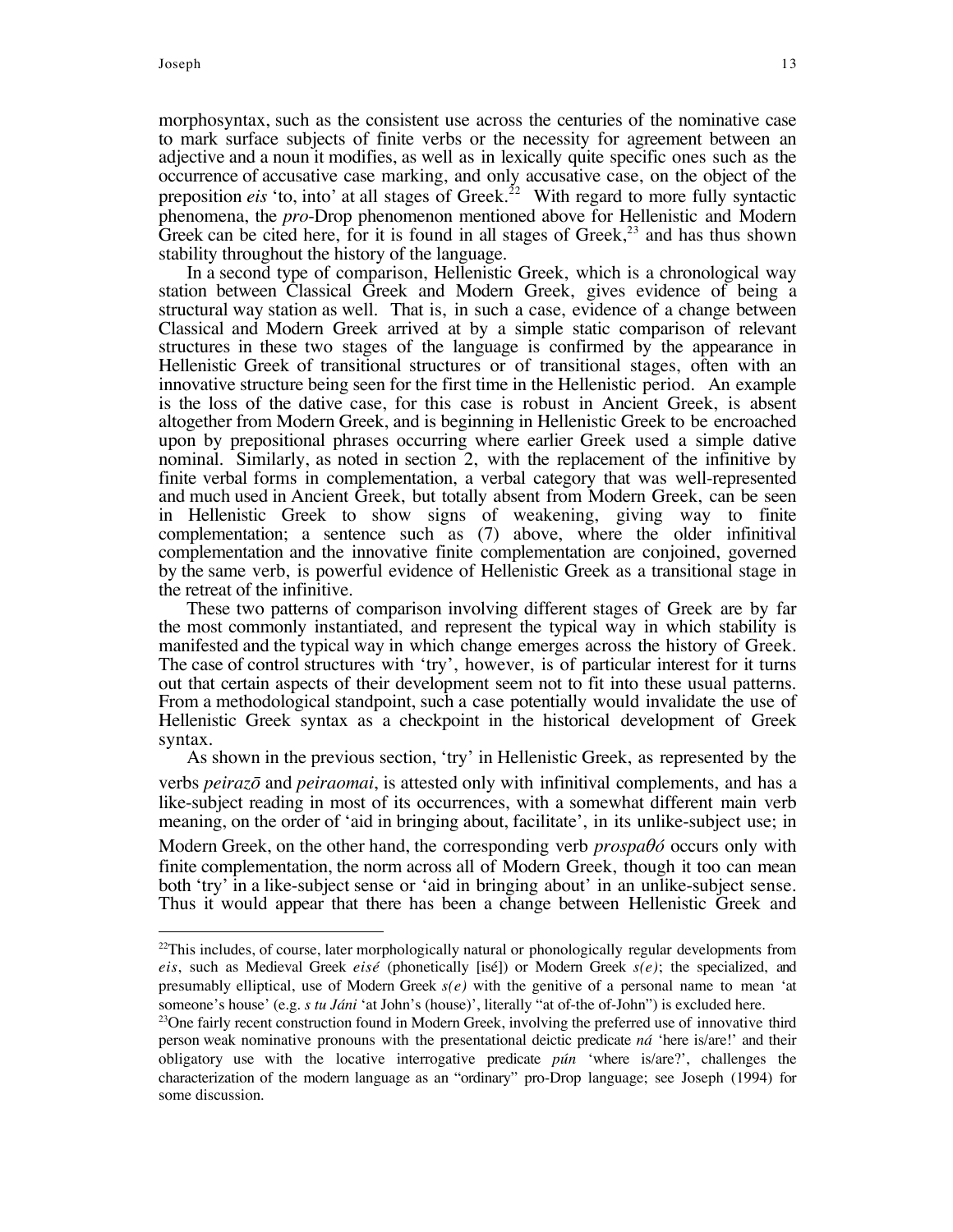morphosyntax, such as the consistent use across the centuries of the nominative case to mark surface subjects of finite verbs or the necessity for agreement between an adjective and a noun it modifies, as well as in lexically quite specific ones such as the occurrence of accusative case marking, and only accusative case, on the object of the preposition *eis* 'to, into' at all stages of Greek.[22] With regard to more fully syntactic phenomena, the *pro*-Drop phenomenon mentioned above for Hellenistic and Modern Greek can be cited here, for it is found in all stages of Greek,[23] and has thus shown stability throughout the history of the language.

In a second type of comparison, Hellenistic Greek, which is a chronological way station between Classical Greek and Modern Greek, gives evidence of being a structural way station as well. That is, in such a case, evidence of a change between Classical and Modern Greek arrived at by a simple static comparison of relevant structures in these two stages of the language is confirmed by the appearance in Hellenistic Greek of transitional structures or of transitional stages, often with an innovative structure being seen for the first time in the Hellenistic period. An example is the loss of the dative case, for this case is robust in Ancient Greek, is absent altogether from Modern Greek, and is beginning in Hellenistic Greek to be encroached upon by prepositional phrases occurring where earlier Greek used a simple dative nominal. Similarly, as noted in section 2, with the replacement of the infinitive by finite verbal forms in complementation, a verbal category that was well-represented and much used in Ancient Greek, but totally absent from Modern Greek, can be seen in Hellenistic Greek to show signs of weakening, giving way to finite complementation; a sentence such as (7) above, where the older infinitival complementation and the innovative finite complementation are conjoined, governed by the same verb, is powerful evidence of Hellenistic Greek as a transitional stage in the retreat of the infinitive.

These two patterns of comparison involving different stages of Greek are by far the most commonly instantiated, and represent the typical way in which stability is manifested and the typical way in which change emerges across the history of Greek. The case of control structures with 'try', however, is of particular interest for it turns out that certain aspects of their development seem not to fit into these usual patterns. From a methodological standpoint, such a case potentially would invalidate the use of Hellenistic Greek syntax as a checkpoint in the historical development of Greek syntax.

As shown in the previous section, 'try' in Hellenistic Greek, as represented by the verbs *peirazō* and *peiraomai*, is attested only with infinitival complements, and has a like-subject reading in most of its occurrences, with a somewhat different main verb meaning, on the order of 'aid in bringing about, facilitate', in its unlike-subject use; in Modern Greek, on the other hand, the corresponding verb *prospaθó* occurs only with finite complementation, the norm across all of Modern Greek, though it too can mean both 'try' in a like-subject sense or 'aid in bringing about' in an unlike-subject sense. Thus it would appear that there has been a change between Hellenistic Greek and

---

[22] This includes, of course, later morphologically natural or phonologically regular developments from *eis*, such as Medieval Greek *eisé* (phonetically [isé]) or Modern Greek *s(e)*; the specialized, and presumably elliptical, use of Modern Greek *s(e)* with the genitive of a personal name to mean 'at someone's house' (e.g. *s tu Jáni* 'at John's (house)', literally "at of-the of-John") is excluded here.

[23] One fairly recent construction found in Modern Greek, involving the preferred use of innovative third person weak nominative pronouns with the presentational deictic predicate *ná* 'here is/are!' and their obligatory use with the locative interrogative predicate *pún* 'where is/are?', challenges the characterization of the modern language as an "ordinary" pro-Drop language; see Joseph (1994) for some discussion.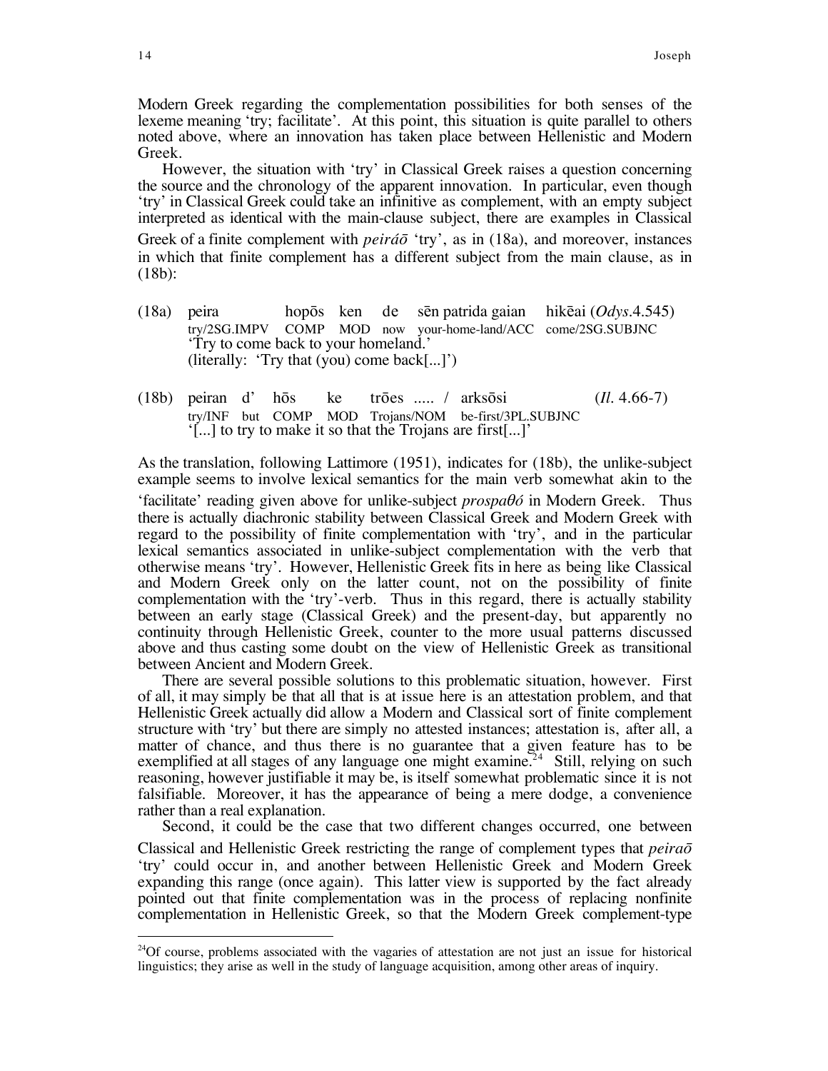Modern Greek regarding the complementation possibilities for both senses of the lexeme meaning 'try; facilitate'. At this point, this situation is quite parallel to others noted above, where an innovation has taken place between Hellenistic and Modern Greek.

However, the situation with 'try' in Classical Greek raises a question concerning the source and the chronology of the apparent innovation. In particular, even though 'try' in Classical Greek could take an infinitive as complement, with an empty subject interpreted as identical with the main-clause subject, there are examples in Classical Greek of a finite complement with *peiráō* 'try', as in (18a), and moreover, instances in which that finite complement has a different subject from the main clause, as in (18b):

(18a) peira hopōs ken de sēn patrida gaian hikēai (*Odys.*4.545)
try/2SG.IMPV COMP MOD now your-home-land/ACC come/2SG.SUBJNC
'Try to come back to your homeland.'
(literally: 'Try that (you) come back[...]')

(18b) peiran d' hōs ke trōes ..... / arksōsi (*Il.* 4.66-7)
try/INF but COMP MOD Trojans/NOM be-first/3PL.SUBJNC
'[...] to try to make it so that the Trojans are first[...]'

As the translation, following Lattimore (1951), indicates for (18b), the unlike-subject example seems to involve lexical semantics for the main verb somewhat akin to the 'facilitate' reading given above for unlike-subject *prospaθó* in Modern Greek. Thus there is actually diachronic stability between Classical Greek and Modern Greek with regard to the possibility of finite complementation with 'try', and in the particular lexical semantics associated in unlike-subject complementation with the verb that otherwise means 'try'. However, Hellenistic Greek fits in here as being like Classical and Modern Greek only on the latter count, not on the possibility of finite complementation with the 'try'-verb. Thus in this regard, there is actually stability between an early stage (Classical Greek) and the present-day, but apparently no continuity through Hellenistic Greek, counter to the more usual patterns discussed above and thus casting some doubt on the view of Hellenistic Greek as transitional between Ancient and Modern Greek.

There are several possible solutions to this problematic situation, however. First of all, it may simply be that all that is at issue here is an attestation problem, and that Hellenistic Greek actually did allow a Modern and Classical sort of finite complement structure with 'try' but there are simply no attested instances; attestation is, after all, a matter of chance, and thus there is no guarantee that a given feature has to be exemplified at all stages of any language one might examine.[24] Still, relying on such reasoning, however justifiable it may be, is itself somewhat problematic since it is not falsifiable. Moreover, it has the appearance of being a mere dodge, a convenience rather than a real explanation.

Second, it could be the case that two different changes occurred, one between Classical and Hellenistic Greek restricting the range of complement types that *peiraō* 'try' could occur in, and another between Hellenistic Greek and Modern Greek expanding this range (once again). This latter view is supported by the fact already pointed out that finite complementation was in the process of replacing nonfinite complementation in Hellenistic Greek, so that the Modern Greek complement-type

[24]Of course, problems associated with the vagaries of attestation are not just an issue for historical linguistics; they arise as well in the study of language acquisition, among other areas of inquiry.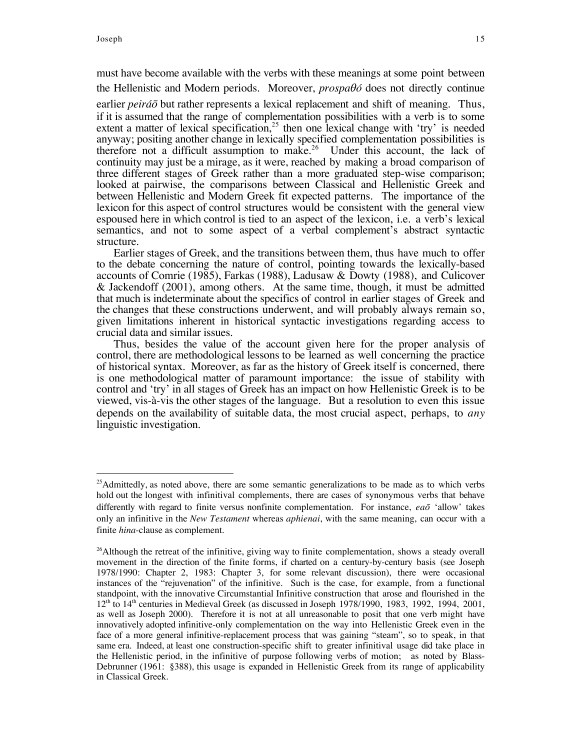must have become available with the verbs with these meanings at some point between the Hellenistic and Modern periods. Moreover, *prospaθó* does not directly continue earlier *peiráō* but rather represents a lexical replacement and shift of meaning. Thus, if it is assumed that the range of complementation possibilities with a verb is to some extent a matter of lexical specification,[25] then one lexical change with 'try' is needed anyway; positing another change in lexically specified complementation possibilities is therefore not a difficult assumption to make.[26] Under this account, the lack of continuity may just be a mirage, as it were, reached by making a broad comparison of three different stages of Greek rather than a more graduated step-wise comparison; looked at pairwise, the comparisons between Classical and Hellenistic Greek and between Hellenistic and Modern Greek fit expected patterns. The importance of the lexicon for this aspect of control structures would be consistent with the general view espoused here in which control is tied to an aspect of the lexicon, i.e. a verb's lexical semantics, and not to some aspect of a verbal complement's abstract syntactic structure.

Earlier stages of Greek, and the transitions between them, thus have much to offer to the debate concerning the nature of control, pointing towards the lexically-based accounts of Comrie (1985), Farkas (1988), Ladusaw & Dowty (1988), and Culicover & Jackendoff (2001), among others. At the same time, though, it must be admitted that much is indeterminate about the specifics of control in earlier stages of Greek and the changes that these constructions underwent, and will probably always remain so, given limitations inherent in historical syntactic investigations regarding access to crucial data and similar issues.

Thus, besides the value of the account given here for the proper analysis of control, there are methodological lessons to be learned as well concerning the practice of historical syntax. Moreover, as far as the history of Greek itself is concerned, there is one methodological matter of paramount importance: the issue of stability with control and 'try' in all stages of Greek has an impact on how Hellenistic Greek is to be viewed, vis-à-vis the other stages of the language. But a resolution to even this issue depends on the availability of suitable data, the most crucial aspect, perhaps, to *any* linguistic investigation.

---

[25] Admittedly, as noted above, there are some semantic generalizations to be made as to which verbs hold out the longest with infinitival complements, there are cases of synonymous verbs that behave differently with regard to finite versus nonfinite complementation. For instance, *eaō* 'allow' takes only an infinitive in the *New Testament* whereas *aphienai*, with the same meaning, can occur with a finite *hina*-clause as complement.

[26] Although the retreat of the infinitive, giving way to finite complementation, shows a steady overall movement in the direction of the finite forms, if charted on a century-by-century basis (see Joseph 1978/1990: Chapter 2, 1983: Chapter 3, for some relevant discussion), there were occasional instances of the "rejuvenation" of the infinitive. Such is the case, for example, from a functional standpoint, with the innovative Circumstantial Infinitive construction that arose and flourished in the 12th to 14th centuries in Medieval Greek (as discussed in Joseph 1978/1990, 1983, 1992, 1994, 2001, as well as Joseph 2000). Therefore it is not at all unreasonable to posit that one verb might have innovatively adopted infinitive-only complementation on the way into Hellenistic Greek even in the face of a more general infinitive-replacement process that was gaining "steam", so to speak, in that same era. Indeed, at least one construction-specific shift to greater infinitival usage did take place in the Hellenistic period, in the infinitive of purpose following verbs of motion; as noted by Blass-Debrunner (1961: §388), this usage is expanded in Hellenistic Greek from its range of applicability in Classical Greek.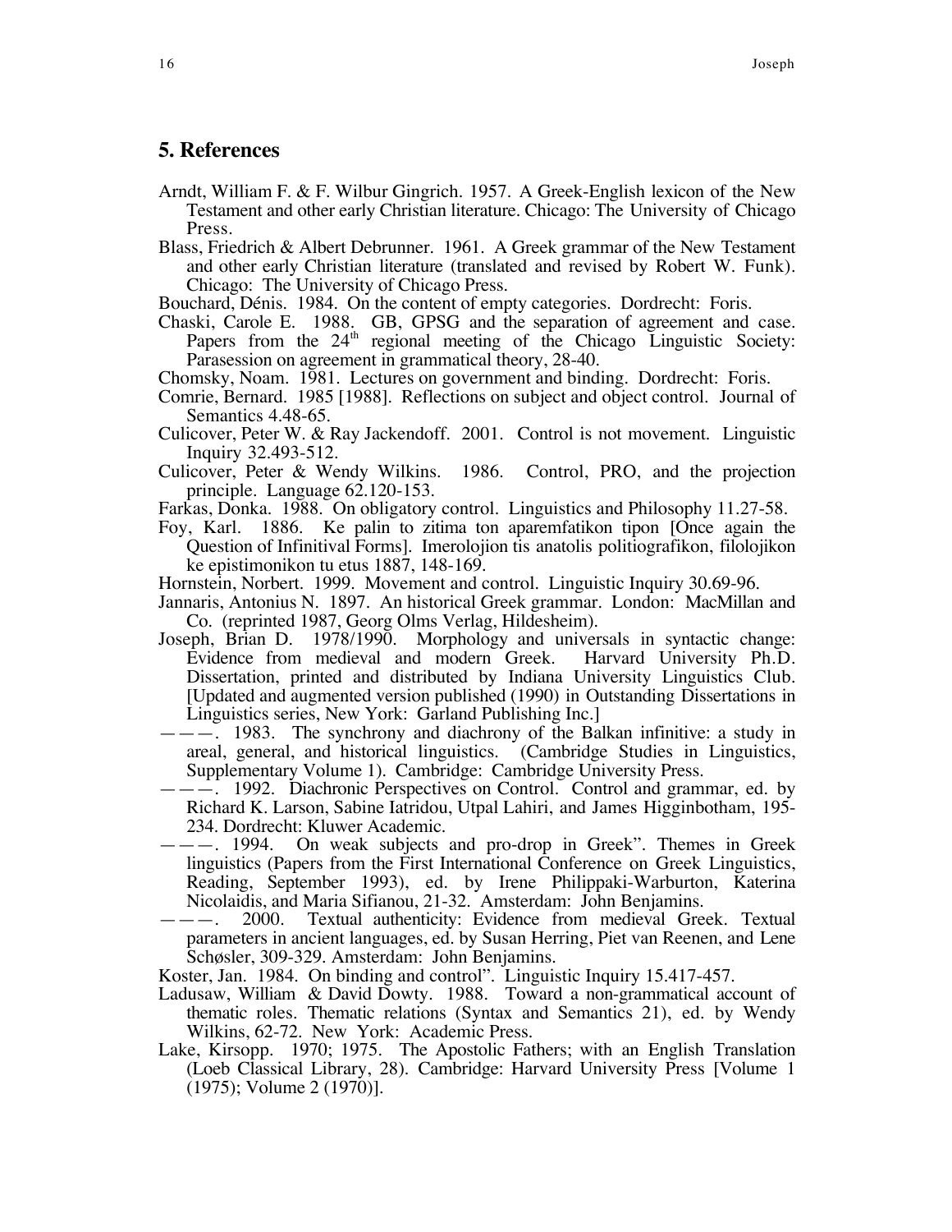## 5. References

Arndt, William F. & F. Wilbur Gingrich. 1957. A Greek-English lexicon of the New Testament and other early Christian literature. Chicago: The University of Chicago Press.

Blass, Friedrich & Albert Debrunner. 1961. A Greek grammar of the New Testament and other early Christian literature (translated and revised by Robert W. Funk). Chicago: The University of Chicago Press.

Bouchard, Dénis. 1984. On the content of empty categories. Dordrecht: Foris.

Chaski, Carole E. 1988. GB, GPSG and the separation of agreement and case. Papers from the 24th regional meeting of the Chicago Linguistic Society: Parasession on agreement in grammatical theory, 28-40.

Chomsky, Noam. 1981. Lectures on government and binding. Dordrecht: Foris.

Comrie, Bernard. 1985 [1988]. Reflections on subject and object control. Journal of Semantics 4.48-65.

Culicover, Peter W. & Ray Jackendoff. 2001. Control is not movement. Linguistic Inquiry 32.493-512.

Culicover, Peter & Wendy Wilkins. 1986. Control, PRO, and the projection principle. Language 62.120-153.

Farkas, Donka. 1988. On obligatory control. Linguistics and Philosophy 11.27-58.

Foy, Karl. 1886. Ke palin to zitima ton aparemfatikon tipon [Once again the Question of Infinitival Forms]. Imerolojion tis anatolis politiografikon, filolojikon ke epistimonikon tu etus 1887, 148-169.

Hornstein, Norbert. 1999. Movement and control. Linguistic Inquiry 30.69-96.

Jannaris, Antonius N. 1897. An historical Greek grammar. London: MacMillan and Co. (reprinted 1987, Georg Olms Verlag, Hildesheim).

Joseph, Brian D. 1978/1990. Morphology and universals in syntactic change: Evidence from medieval and modern Greek. Harvard University Ph.D. Dissertation, printed and distributed by Indiana University Linguistics Club. [Updated and augmented version published (1990) in Outstanding Dissertations in Linguistics series, New York: Garland Publishing Inc.]

———. 1983. The synchrony and diachrony of the Balkan infinitive: a study in areal, general, and historical linguistics. (Cambridge Studies in Linguistics, Supplementary Volume 1). Cambridge: Cambridge University Press.

———. 1992. Diachronic Perspectives on Control. Control and grammar, ed. by Richard K. Larson, Sabine Iatridou, Utpal Lahiri, and James Higginbotham, 195-234. Dordrecht: Kluwer Academic.

———. 1994. On weak subjects and pro-drop in Greek". Themes in Greek linguistics (Papers from the First International Conference on Greek Linguistics, Reading, September 1993), ed. by Irene Philippaki-Warburton, Katerina Nicolaidis, and Maria Sifianou, 21-32. Amsterdam: John Benjamins.

———. 2000. Textual authenticity: Evidence from medieval Greek. Textual parameters in ancient languages, ed. by Susan Herring, Piet van Reenen, and Lene Schøsler, 309-329. Amsterdam: John Benjamins.

Koster, Jan. 1984. On binding and control". Linguistic Inquiry 15.417-457.

Ladusaw, William & David Dowty. 1988. Toward a non-grammatical account of thematic roles. Thematic relations (Syntax and Semantics 21), ed. by Wendy Wilkins, 62-72. New York: Academic Press.

Lake, Kirsopp. 1970; 1975. The Apostolic Fathers; with an English Translation (Loeb Classical Library, 28). Cambridge: Harvard University Press [Volume 1 (1975); Volume 2 (1970)].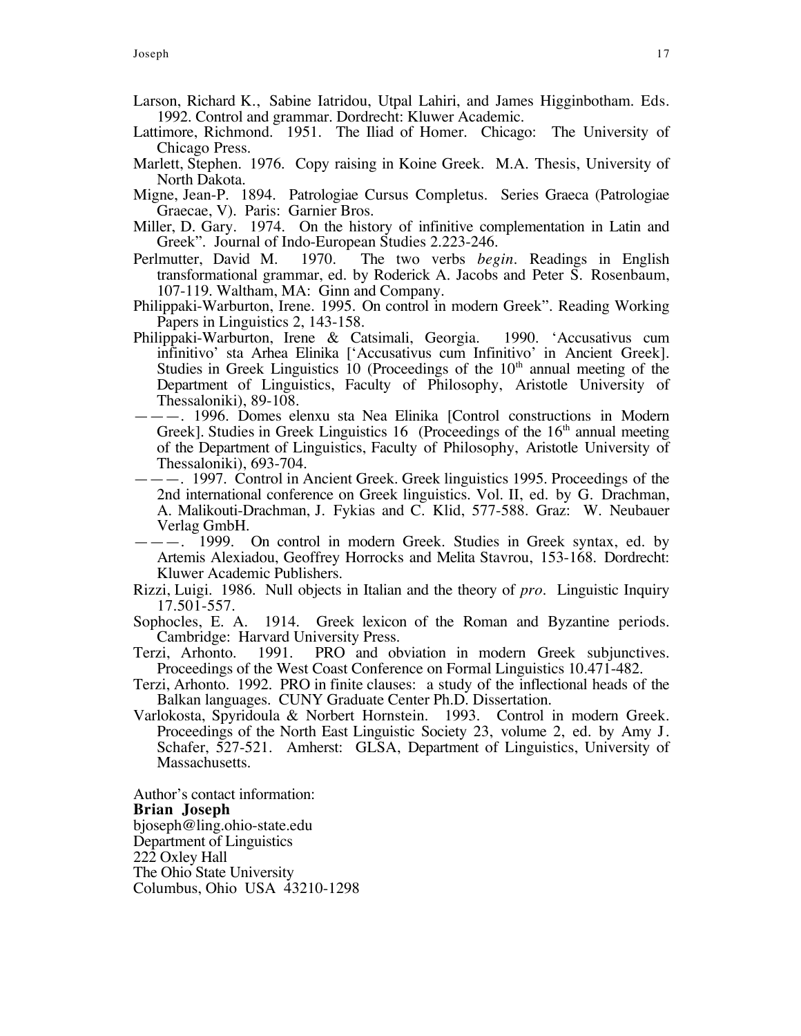Larson, Richard K., Sabine Iatridou, Utpal Lahiri, and James Higginbotham. Eds. 1992. Control and grammar. Dordrecht: Kluwer Academic.

Lattimore, Richmond. 1951. The Iliad of Homer. Chicago: The University of Chicago Press.

Marlett, Stephen. 1976. Copy raising in Koine Greek. M.A. Thesis, University of North Dakota.

Migne, Jean-P. 1894. Patrologiae Cursus Completus. Series Graeca (Patrologiae Graecae, V). Paris: Garnier Bros.

Miller, D. Gary. 1974. On the history of infinitive complementation in Latin and Greek". Journal of Indo-European Studies 2.223-246.

Perlmutter, David M. 1970. The two verbs *begin*. Readings in English transformational grammar, ed. by Roderick A. Jacobs and Peter S. Rosenbaum, 107-119. Waltham, MA: Ginn and Company.

Philippaki-Warburton, Irene. 1995. On control in modern Greek". Reading Working Papers in Linguistics 2, 143-158.

Philippaki-Warburton, Irene & Catsimali, Georgia. 1990. 'Accusativus cum infinitivo' sta Arhea Elinika ['Accusativus cum Infinitivo' in Ancient Greek]. Studies in Greek Linguistics 10 (Proceedings of the 10th annual meeting of the Department of Linguistics, Faculty of Philosophy, Aristotle University of Thessaloniki), 89-108.

———. 1996. Domes elenxu sta Nea Elinika [Control constructions in Modern Greek]. Studies in Greek Linguistics 16 (Proceedings of the 16th annual meeting of the Department of Linguistics, Faculty of Philosophy, Aristotle University of Thessaloniki), 693-704.

———. 1997. Control in Ancient Greek. Greek linguistics 1995. Proceedings of the 2nd international conference on Greek linguistics. Vol. II, ed. by G. Drachman, A. Malikouti-Drachman, J. Fykias and C. Klid, 577-588. Graz: W. Neubauer Verlag GmbH.

———. 1999. On control in modern Greek. Studies in Greek syntax, ed. by Artemis Alexiadou, Geoffrey Horrocks and Melita Stavrou, 153-168. Dordrecht: Kluwer Academic Publishers.

Rizzi, Luigi. 1986. Null objects in Italian and the theory of *pro*. Linguistic Inquiry 17.501-557.

Sophocles, E. A. 1914. Greek lexicon of the Roman and Byzantine periods. Cambridge: Harvard University Press.

Terzi, Arhonto. 1991. PRO and obviation in modern Greek subjunctives. Proceedings of the West Coast Conference on Formal Linguistics 10.471-482.

Terzi, Arhonto. 1992. PRO in finite clauses: a study of the inflectional heads of the Balkan languages. CUNY Graduate Center Ph.D. Dissertation.

Varlokosta, Spyridoula & Norbert Hornstein. 1993. Control in modern Greek. Proceedings of the North East Linguistic Society 23, volume 2, ed. by Amy J. Schafer, 527-521. Amherst: GLSA, Department of Linguistics, University of Massachusetts.

Author's contact information:
**Brian Joseph**
bjoseph@ling.ohio-state.edu
Department of Linguistics
222 Oxley Hall
The Ohio State University
Columbus, Ohio USA 43210-1298